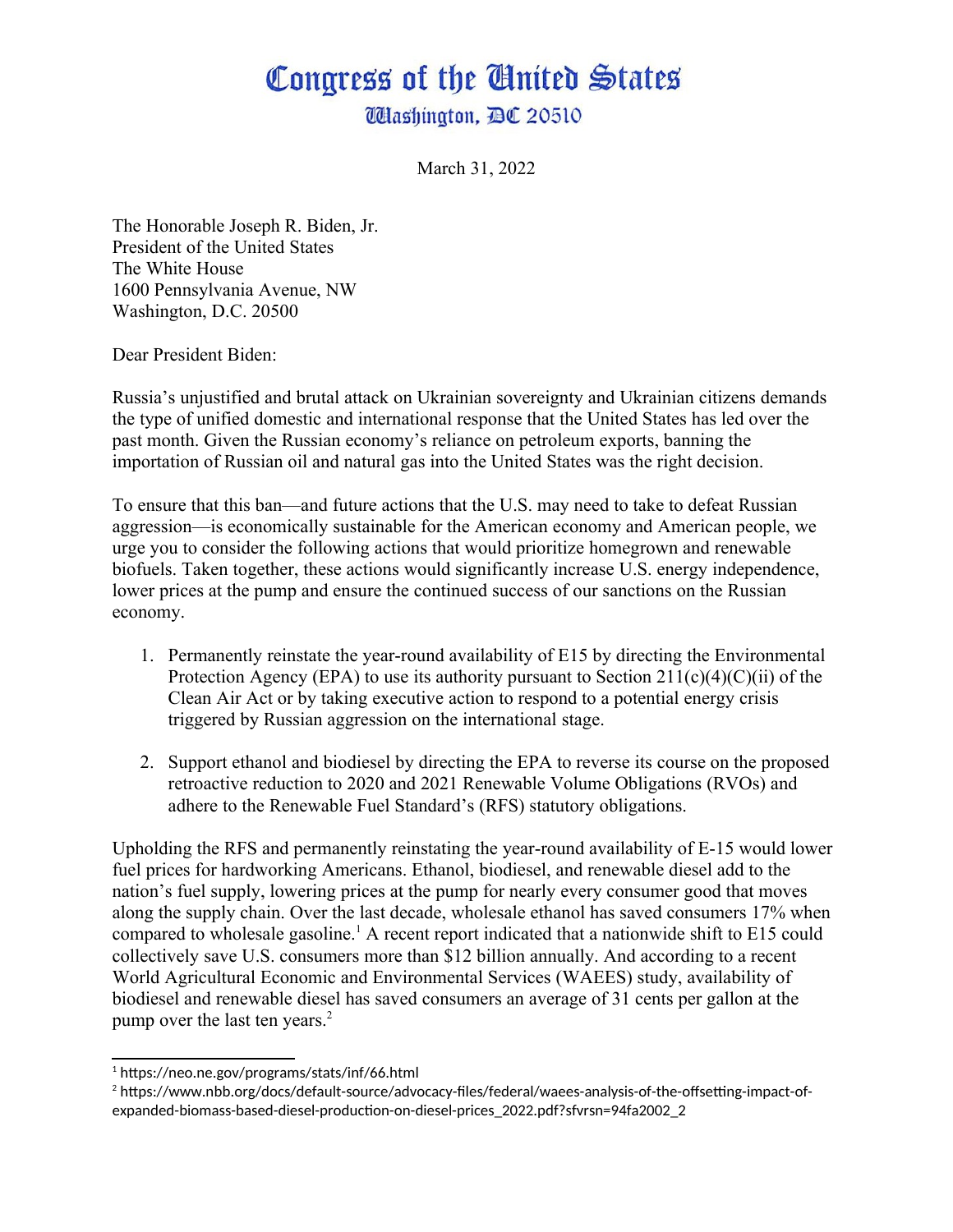# Congress of the United States

## Washington, DC 20510

March 31, 2022

The Honorable Joseph R. Biden, Jr.
President of the United States
The White House
1600 Pennsylvania Avenue, NW
Washington, D.C. 20500

Dear President Biden:

Russia's unjustified and brutal attack on Ukrainian sovereignty and Ukrainian citizens demands the type of unified domestic and international response that the United States has led over the past month. Given the Russian economy's reliance on petroleum exports, banning the importation of Russian oil and natural gas into the United States was the right decision.

To ensure that this ban—and future actions that the U.S. may need to take to defeat Russian aggression—is economically sustainable for the American economy and American people, we urge you to consider the following actions that would prioritize homegrown and renewable biofuels. Taken together, these actions would significantly increase U.S. energy independence, lower prices at the pump and ensure the continued success of our sanctions on the Russian economy.

1. Permanently reinstate the year-round availability of E15 by directing the Environmental Protection Agency (EPA) to use its authority pursuant to Section 211(c)(4)(C)(ii) of the Clean Air Act or by taking executive action to respond to a potential energy crisis triggered by Russian aggression on the international stage.
2. Support ethanol and biodiesel by directing the EPA to reverse its course on the proposed retroactive reduction to 2020 and 2021 Renewable Volume Obligations (RVOs) and adhere to the Renewable Fuel Standard's (RFS) statutory obligations.

Upholding the RFS and permanently reinstating the year-round availability of E-15 would lower fuel prices for hardworking Americans. Ethanol, biodiesel, and renewable diesel add to the nation's fuel supply, lowering prices at the pump for nearly every consumer good that moves along the supply chain. Over the last decade, wholesale ethanol has saved consumers 17% when compared to wholesale gasoline.[1] A recent report indicated that a nationwide shift to E15 could collectively save U.S. consumers more than $12 billion annually. And according to a recent World Agricultural Economic and Environmental Services (WAEES) study, availability of biodiesel and renewable diesel has saved consumers an average of 31 cents per gallon at the pump over the last ten years.[2]

---

[1] https://neo.ne.gov/programs/stats/inf/66.html

[2] https://www.nbb.org/docs/default-source/advocacy-files/federal/waees-analysis-of-the-offsetting-impact-of-expanded-biomass-based-diesel-production-on-diesel-prices_2022.pdf?sfvrsn=94fa2002_2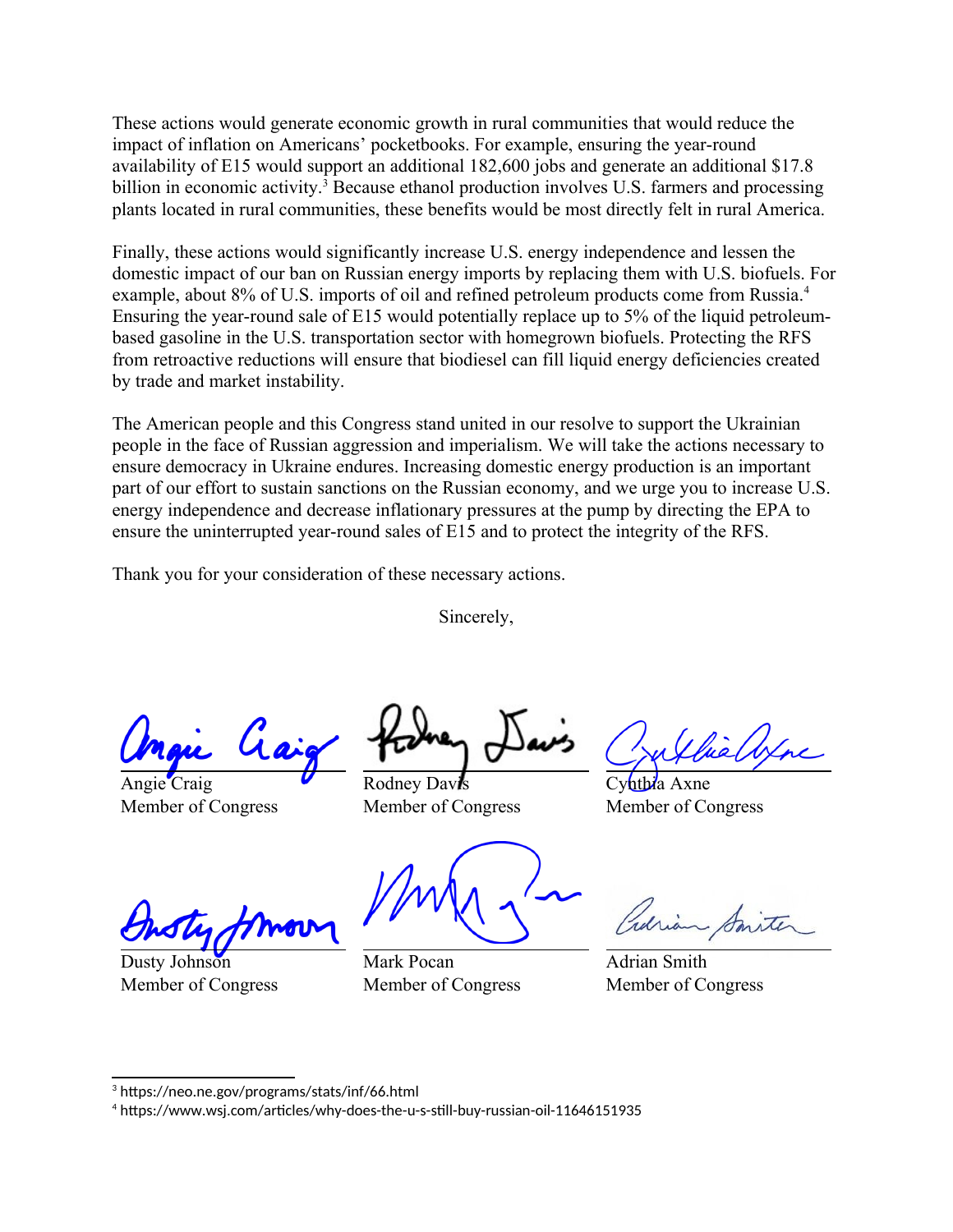These actions would generate economic growth in rural communities that would reduce the impact of inflation on Americans' pocketbooks. For example, ensuring the year-round availability of E15 would support an additional 182,600 jobs and generate an additional $17.8 billion in economic activity.[3] Because ethanol production involves U.S. farmers and processing plants located in rural communities, these benefits would be most directly felt in rural America.

Finally, these actions would significantly increase U.S. energy independence and lessen the domestic impact of our ban on Russian energy imports by replacing them with U.S. biofuels. For example, about 8% of U.S. imports of oil and refined petroleum products come from Russia.[4] Ensuring the year-round sale of E15 would potentially replace up to 5% of the liquid petroleum-based gasoline in the U.S. transportation sector with homegrown biofuels. Protecting the RFS from retroactive reductions will ensure that biodiesel can fill liquid energy deficiencies created by trade and market instability.

The American people and this Congress stand united in our resolve to support the Ukrainian people in the face of Russian aggression and imperialism. We will take the actions necessary to ensure democracy in Ukraine endures. Increasing domestic energy production is an important part of our effort to sustain sanctions on the Russian economy, and we urge you to increase U.S. energy independence and decrease inflationary pressures at the pump by directing the EPA to ensure the uninterrupted year-round sales of E15 and to protect the integrity of the RFS.

Thank you for your consideration of these necessary actions.

Sincerely,

Angie Craig
Member of Congress

Rodney Davis
Member of Congress

Cynthia Axne
Member of Congress

Dusty Johnson
Member of Congress

Mark Pocan
Member of Congress

Adrian Smith
Member of Congress

---

[3] https://neo.ne.gov/programs/stats/inf/66.html

[4] https://www.wsj.com/articles/why-does-the-u-s-still-buy-russian-oil-11646151935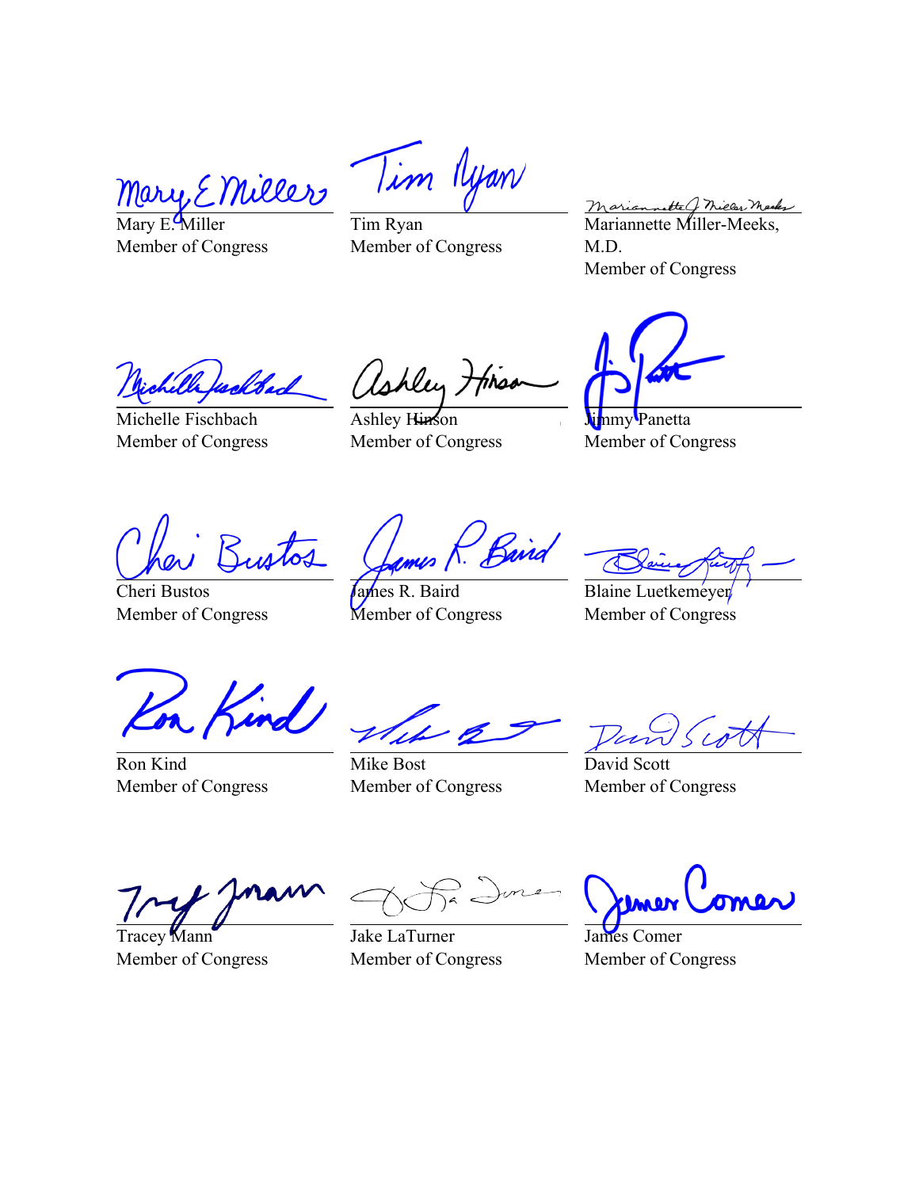| | | |
|---|---|---|
| Mary E. Miller<br>Member of Congress | Tim Ryan<br>Member of Congress | Mariannette Miller-Meeks, M.D.<br>Member of Congress |
| Michelle Fischbach<br>Member of Congress | Ashley Hinson<br>Member of Congress | Jimmy Panetta<br>Member of Congress |
| Cheri Bustos<br>Member of Congress | James R. Baird<br>Member of Congress | Blaine Luetkemeyer<br>Member of Congress |
| Ron Kind<br>Member of Congress | Mike Bost<br>Member of Congress | David Scott<br>Member of Congress |
| Tracey Mann<br>Member of Congress | Jake LaTurner<br>Member of Congress | James Comer<br>Member of Congress |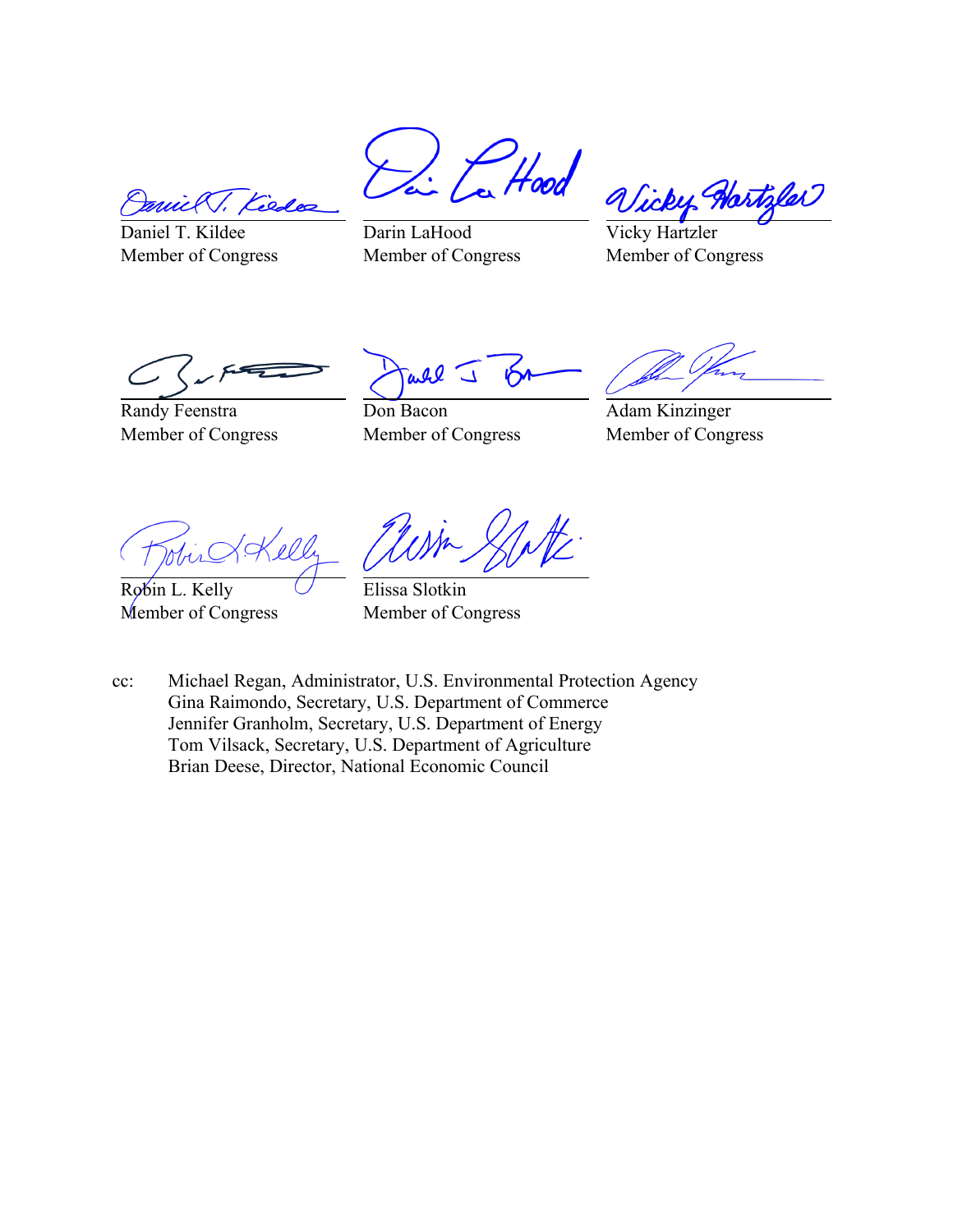Daniel T. Kildee
Member of Congress

Darin LaHood
Member of Congress

Vicky Hartzler
Member of Congress

Randy Feenstra
Member of Congress

Don Bacon
Member of Congress

Adam Kinzinger
Member of Congress

Robin L. Kelly
Member of Congress

Elissa Slotkin
Member of Congress

cc: Michael Regan, Administrator, U.S. Environmental Protection Agency
Gina Raimondo, Secretary, U.S. Department of Commerce
Jennifer Granholm, Secretary, U.S. Department of Energy
Tom Vilsack, Secretary, U.S. Department of Agriculture
Brian Deese, Director, National Economic Council